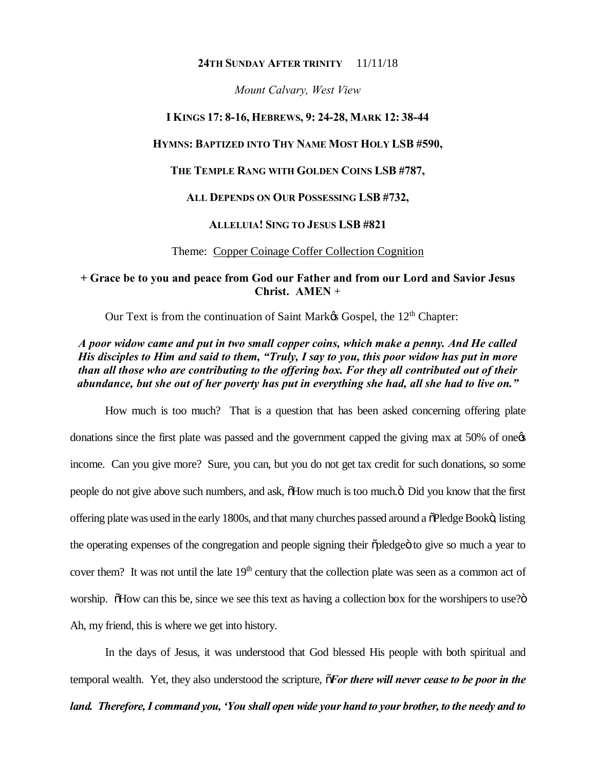**24TH SUNDAY AFTER TRINITY** 11/11/18

*Mount Calvary, West View*

**I KINGS 17: 8-16, HEBREWS, 9: 24-28, MARK 12: 38-44**

**HYMNS: BAPTIZED INTO THY NAME MOST HOLY LSB #590,**

**THE TEMPLE RANG WITH GOLDEN COINS LSB #787,**

**ALL DEPENDS ON OUR POSSESSING LSB #732,**

**ALLELUIA! SING TO JESUS LSB #821**

Theme: Copper Coinage Coffer Collection Cognition

**+ Grace be to you and peace from God our Father and from our Lord and Savior Jesus Christ. AMEN +**

Our Text is from the continuation of Saint Mark's Gospel, the 12th Chapter:

***A poor widow came and put in two small copper coins, which make a penny. And He called His disciples to Him and said to them, "Truly, I say to you, this poor widow has put in more than all those who are contributing to the offering box. For they all contributed out of their abundance, but she out of her poverty has put in everything she had, all she had to live on."***

How much is too much? That is a question that has been asked concerning offering plate donations since the first plate was passed and the government capped the giving max at 50% of one's income. Can you give more? Sure, you can, but you do not get tax credit for such donations, so some people do not give above such numbers, and ask, "How much is too much." Did you know that the first offering plate was used in the early 1800s, and that many churches passed around a "Pledge Book", listing the operating expenses of the congregation and people signing their "pledge" to give so much a year to cover them? It was not until the late 19th century that the collection plate was seen as a common act of worship. "How can this be, since we see this text as having a collection box for the worshipers to use?" Ah, my friend, this is where we get into history.

In the days of Jesus, it was understood that God blessed His people with both spiritual and temporal wealth. Yet, they also understood the scripture, "***For there will never cease to be poor in the land. Therefore, I command you, 'You shall open wide your hand to your brother, to the needy and to***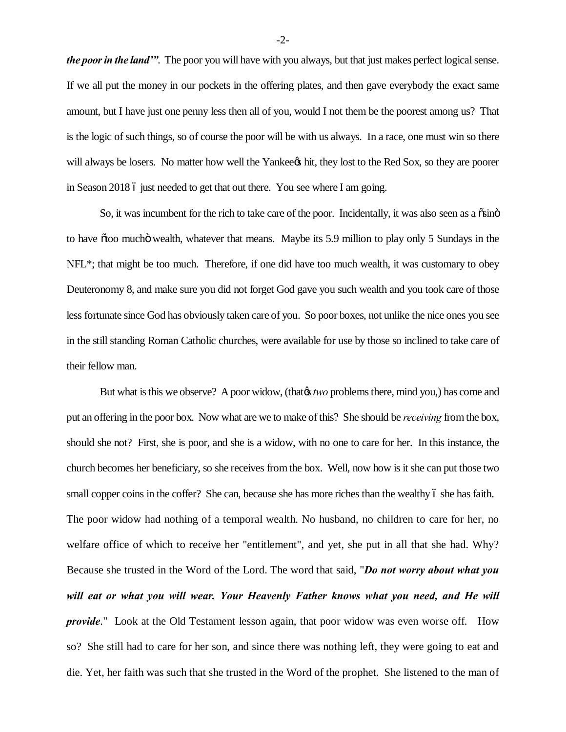*the poor in the land'"*. The poor you will have with you always, but that just makes perfect logical sense. If we all put the money in our pockets in the offering plates, and then gave everybody the exact same amount, but I have just one penny less then all of you, would I not them be the poorest among us? That is the logic of such things, so of course the poor will be with us always. In a race, one must win so there will always be losers. No matter how well the Yankee's hit, they lost to the Red Sox, so they are poorer in Season 2018 – just needed to get that out there. You see where I am going.

So, it was incumbent for the rich to take care of the poor. Incidentally, it was also seen as a "sin" to have "too much" wealth, whatever that means. Maybe its 5.9 million to play only 5 Sundays in the NFL*; that might be too much. Therefore, if one did have too much wealth, it was customary to obey Deuteronomy 8, and make sure you did not forget God gave you such wealth and you took care of those less fortunate since God has obviously taken care of you. So poor boxes, not unlike the nice ones you see in the still standing Roman Catholic churches, were available for use by those so inclined to take care of their fellow man.

But what is this we observe? A poor widow, (that's *two* problems there, mind you,) has come and put an offering in the poor box. Now what are we to make of this? She should be *receiving* from the box, should she not? First, she is poor, and she is a widow, with no one to care for her. In this instance, the church becomes her beneficiary, so she receives from the box. Well, now how is it she can put those two small copper coins in the coffer? She can, because she has more riches than the wealthy – she has faith. The poor widow had nothing of a temporal wealth. No husband, no children to care for her, no welfare office of which to receive her "entitlement", and yet, she put in all that she had. Why? Because she trusted in the Word of the Lord. The word that said, "***Do not worry about what you will eat or what you will wear. Your Heavenly Father knows what you need, and He will provide***." Look at the Old Testament lesson again, that poor widow was even worse off. How so? She still had to care for her son, and since there was nothing left, they were going to eat and die. Yet, her faith was such that she trusted in the Word of the prophet. She listened to the man of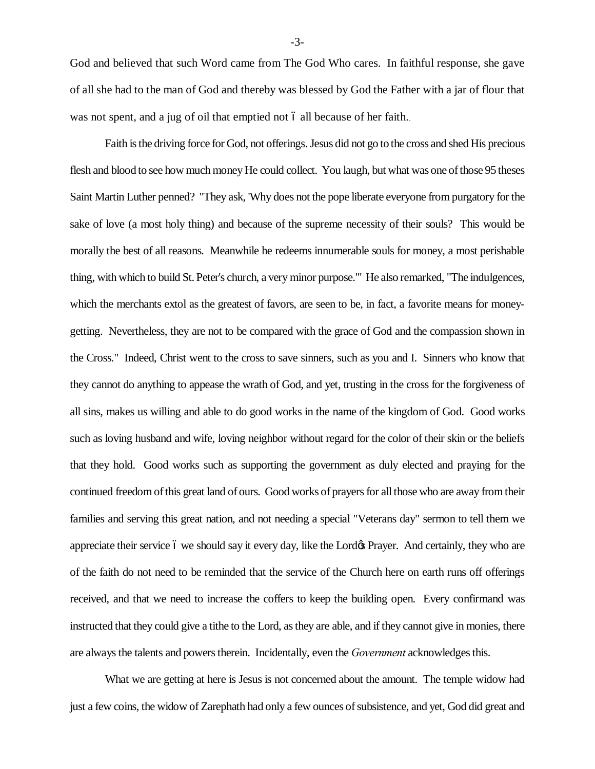God and believed that such Word came from The God Who cares. In faithful response, she gave of all she had to the man of God and thereby was blessed by God the Father with a jar of flour that was not spent, and a jug of oil that emptied not ó all because of her faith..

Faith is the driving force for God, not offerings. Jesus did not go to the cross and shed His precious flesh and blood to see how much money He could collect. You laugh, but what was one of those 95 theses Saint Martin Luther penned? "They ask, 'Why does not the pope liberate everyone from purgatory for the sake of love (a most holy thing) and because of the supreme necessity of their souls? This would be morally the best of all reasons. Meanwhile he redeems innumerable souls for money, a most perishable thing, with which to build St. Peter's church, a very minor purpose.'" He also remarked, "The indulgences, which the merchants extol as the greatest of favors, are seen to be, in fact, a favorite means for money-getting. Nevertheless, they are not to be compared with the grace of God and the compassion shown in the Cross." Indeed, Christ went to the cross to save sinners, such as you and I. Sinners who know that they cannot do anything to appease the wrath of God, and yet, trusting in the cross for the forgiveness of all sins, makes us willing and able to do good works in the name of the kingdom of God. Good works such as loving husband and wife, loving neighbor without regard for the color of their skin or the beliefs that they hold. Good works such as supporting the government as duly elected and praying for the continued freedom of this great land of ours. Good works of prayers for all those who are away from their families and serving this great nation, and not needing a special "Veterans day" sermon to tell them we appreciate their service ó we should say it every day, like the Lordœ Prayer. And certainly, they who are of the faith do not need to be reminded that the service of the Church here on earth runs off offerings received, and that we need to increase the coffers to keep the building open. Every confirmand was instructed that they could give a tithe to the Lord, as they are able, and if they cannot give in monies, there are always the talents and powers therein. Incidentally, even the *Government* acknowledges this.

What we are getting at here is Jesus is not concerned about the amount. The temple widow had just a few coins, the widow of Zarephath had only a few ounces of subsistence, and yet, God did great and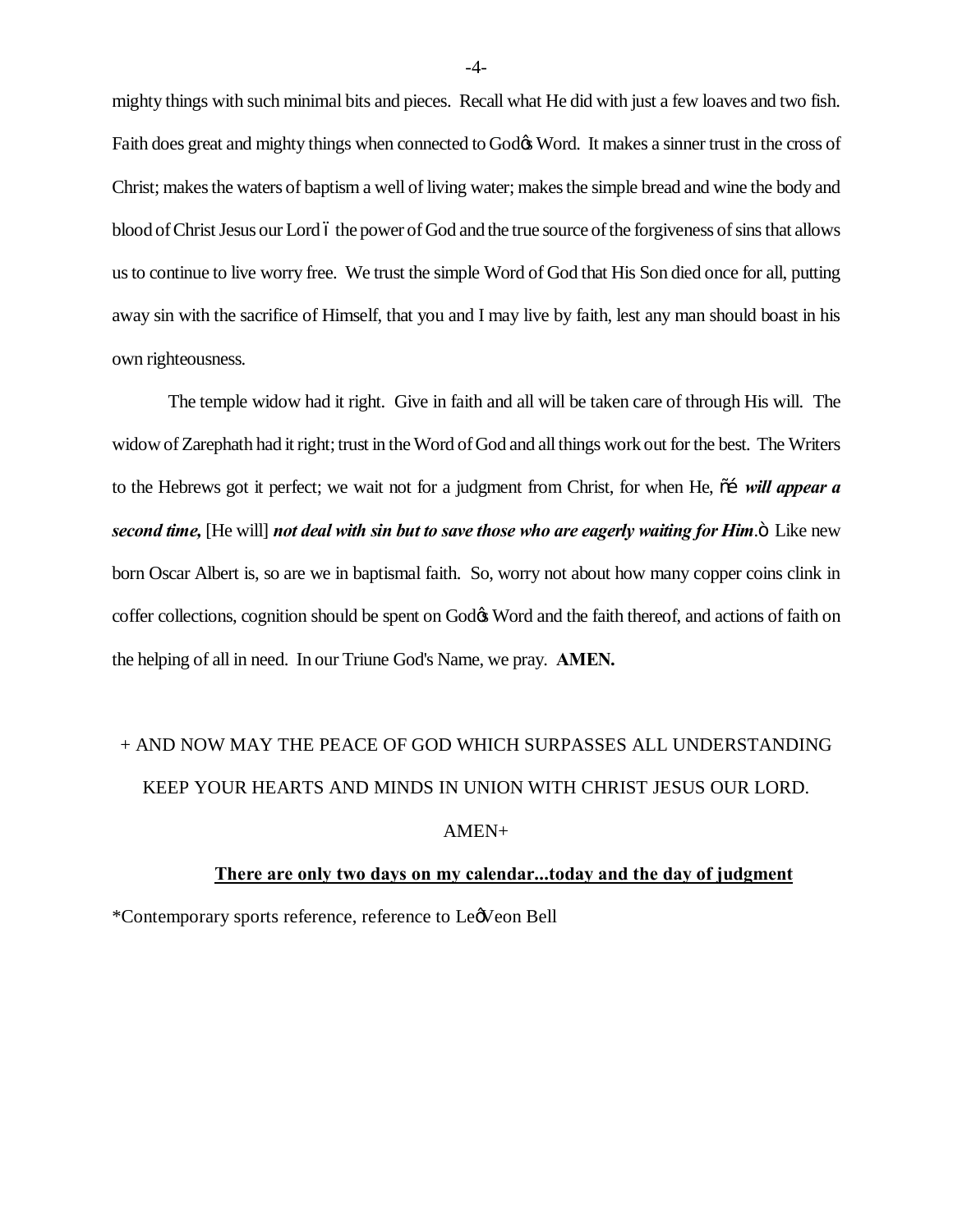mighty things with such minimal bits and pieces. Recall what He did with just a few loaves and two fish. Faith does great and mighty things when connected to God's Word. It makes a sinner trust in the cross of Christ; makes the waters of baptism a well of living water; makes the simple bread and wine the body and blood of Christ Jesus our Lord – the power of God and the true source of the forgiveness of sins that allows us to continue to live worry free. We trust the simple Word of God that His Son died once for all, putting away sin with the sacrifice of Himself, that you and I may live by faith, lest any man should boast in his own righteousness.

The temple widow had it right. Give in faith and all will be taken care of through His will. The widow of Zarephath had it right; trust in the Word of God and all things work out for the best. The Writers to the Hebrews got it perfect; we wait not for a judgment from Christ, for when He, "… ***will appear a second time,*** [He will] ***not deal with sin but to save those who are eagerly waiting for Him***." Like new born Oscar Albert is, so are we in baptismal faith. So, worry not about how many copper coins clink in coffer collections, cognition should be spent on God's Word and the faith thereof, and actions of faith on the helping of all in need. In our Triune God's Name, we pray. **AMEN.**

+ AND NOW MAY THE PEACE OF GOD WHICH SURPASSES ALL UNDERSTANDING KEEP YOUR HEARTS AND MINDS IN UNION WITH CHRIST JESUS OUR LORD. AMEN+

**<u>There are only two days on my calendar...today and the day of judgment</u>**

*Contemporary sports reference, reference to Le'Veon Bell